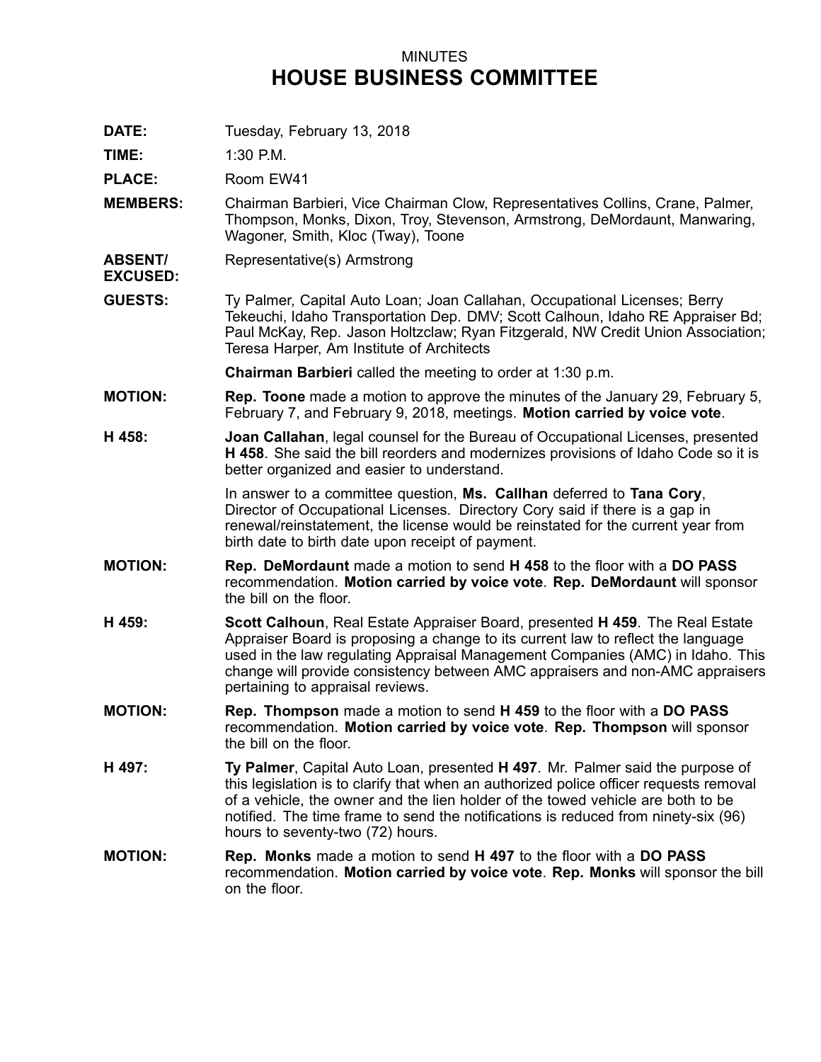MINUTES

# HOUSE BUSINESS COMMITTEE

**DATE:** Tuesday, February 13, 2018

**TIME:** 1:30 P.M.

**PLACE:** Room EW41

**MEMBERS:** Chairman Barbieri, Vice Chairman Clow, Representatives Collins, Crane, Palmer, Thompson, Monks, Dixon, Troy, Stevenson, Armstrong, DeMordaunt, Manwaring, Wagoner, Smith, Kloc (Tway), Toone

**ABSENT/ EXCUSED:** Representative(s) Armstrong

**GUESTS:** Ty Palmer, Capital Auto Loan; Joan Callahan, Occupational Licenses; Berry Tekeuchi, Idaho Transportation Dep. DMV; Scott Calhoun, Idaho RE Appraiser Bd; Paul McKay, Rep. Jason Holtzclaw; Ryan Fitzgerald, NW Credit Union Association; Teresa Harper, Am Institute of Architects

**Chairman Barbieri** called the meeting to order at 1:30 p.m.

**MOTION:** **Rep. Toone** made a motion to approve the minutes of the January 29, February 5, February 7, and February 9, 2018, meetings. **Motion carried by voice vote**.

**H 458:** **Joan Callahan**, legal counsel for the Bureau of Occupational Licenses, presented **H 458**. She said the bill reorders and modernizes provisions of Idaho Code so it is better organized and easier to understand.

In answer to a committee question, **Ms. Callhan** deferred to **Tana Cory**, Director of Occupational Licenses. Directory Cory said if there is a gap in renewal/reinstatement, the license would be reinstated for the current year from birth date to birth date upon receipt of payment.

**MOTION:** **Rep. DeMordaunt** made a motion to send **H 458** to the floor with a **DO PASS** recommendation. **Motion carried by voice vote**. **Rep. DeMordaunt** will sponsor the bill on the floor.

**H 459:** **Scott Calhoun**, Real Estate Appraiser Board, presented **H 459**. The Real Estate Appraiser Board is proposing a change to its current law to reflect the language used in the law regulating Appraisal Management Companies (AMC) in Idaho. This change will provide consistency between AMC appraisers and non-AMC appraisers pertaining to appraisal reviews.

**MOTION:** **Rep. Thompson** made a motion to send **H 459** to the floor with a **DO PASS** recommendation. **Motion carried by voice vote**. **Rep. Thompson** will sponsor the bill on the floor.

**H 497:** **Ty Palmer**, Capital Auto Loan, presented **H 497**. Mr. Palmer said the purpose of this legislation is to clarify that when an authorized police officer requests removal of a vehicle, the owner and the lien holder of the towed vehicle are both to be notified. The time frame to send the notifications is reduced from ninety-six (96) hours to seventy-two (72) hours.

**MOTION:** **Rep. Monks** made a motion to send **H 497** to the floor with a **DO PASS** recommendation. **Motion carried by voice vote**. **Rep. Monks** will sponsor the bill on the floor.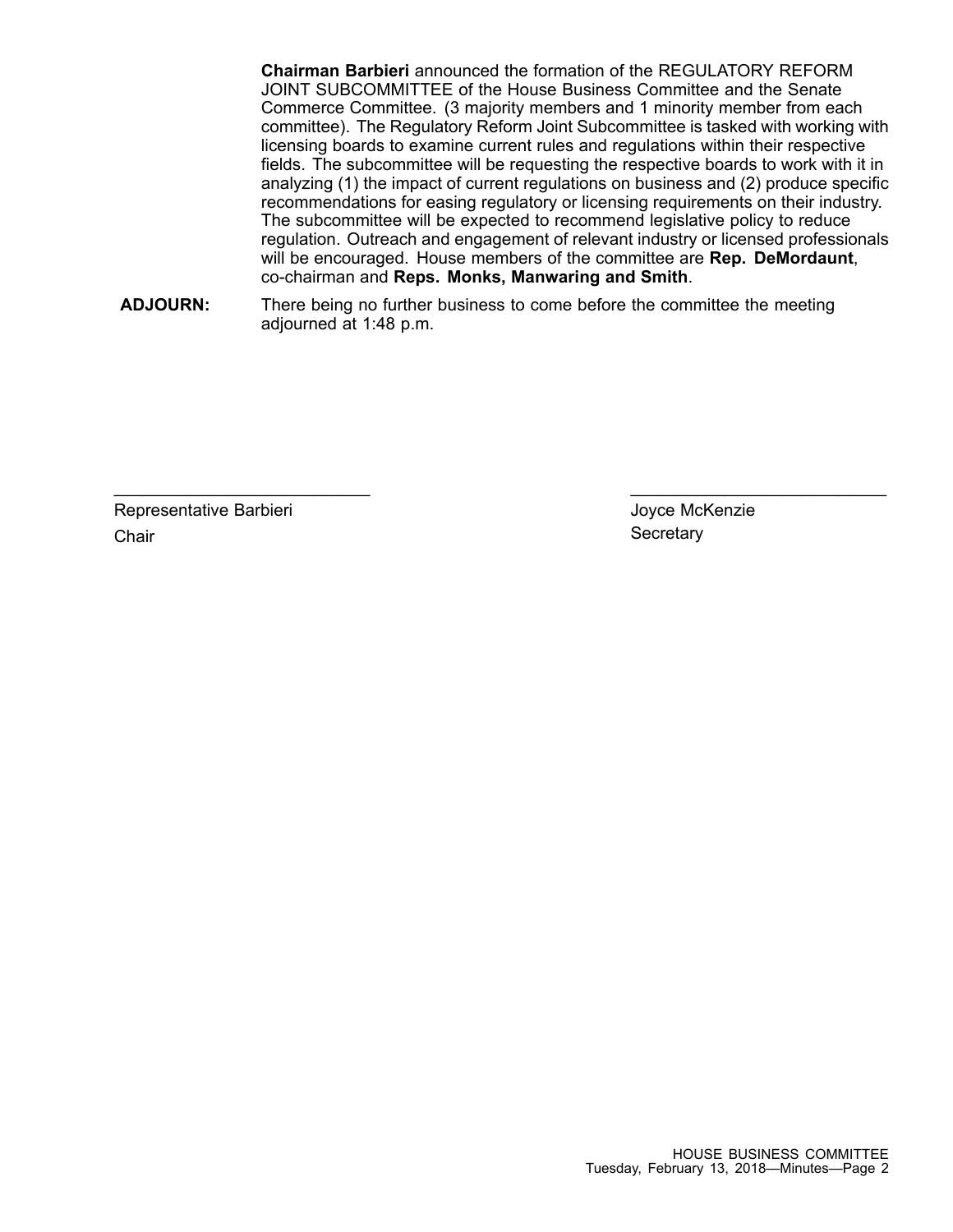**Chairman Barbieri** announced the formation of the REGULATORY REFORM JOINT SUBCOMMITTEE of the House Business Committee and the Senate Commerce Committee. (3 majority members and 1 minority member from each committee). The Regulatory Reform Joint Subcommittee is tasked with working with licensing boards to examine current rules and regulations within their respective fields. The subcommittee will be requesting the respective boards to work with it in analyzing (1) the impact of current regulations on business and (2) produce specific recommendations for easing regulatory or licensing requirements on their industry. The subcommittee will be expected to recommend legislative policy to reduce regulation. Outreach and engagement of relevant industry or licensed professionals will be encouraged. House members of the committee are **Rep. DeMordaunt**, co-chairman and **Reps. Monks, Manwaring and Smith**.

**ADJOURN:** There being no further business to come before the committee the meeting adjourned at 1:48 p.m.

| | |
|---|---|
| ___________________________ | ___________________________ |
| Representative Barbieri | Joyce McKenzie |
| Chair | Secretary |